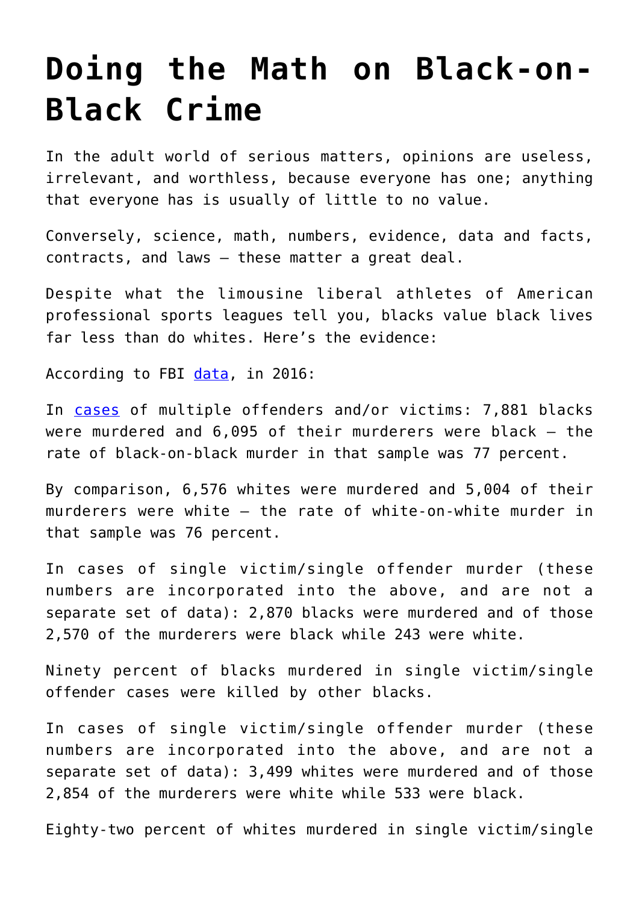# Doing the Math on Black-on-Black Crime

In the adult world of serious matters, opinions are useless, irrelevant, and worthless, because everyone has one; anything that everyone has is usually of little to no value.

Conversely, science, math, numbers, evidence, data and facts, contracts, and laws – these matter a great deal.

Despite what the limousine liberal athletes of American professional sports leagues tell you, blacks value black lives far less than do whites. Here's the evidence:

According to FBI [data](), in 2016:

In [cases]() of multiple offenders and/or victims: 7,881 blacks were murdered and 6,095 of their murderers were black – the rate of black-on-black murder in that sample was 77 percent.

By comparison, 6,576 whites were murdered and 5,004 of their murderers were white – the rate of white-on-white murder in that sample was 76 percent.

In cases of single victim/single offender murder (these numbers are incorporated into the above, and are not a separate set of data): 2,870 blacks were murdered and of those 2,570 of the murderers were black while 243 were white.

Ninety percent of blacks murdered in single victim/single offender cases were killed by other blacks.

In cases of single victim/single offender murder (these numbers are incorporated into the above, and are not a separate set of data): 3,499 whites were murdered and of those 2,854 of the murderers were white while 533 were black.

Eighty-two percent of whites murdered in single victim/single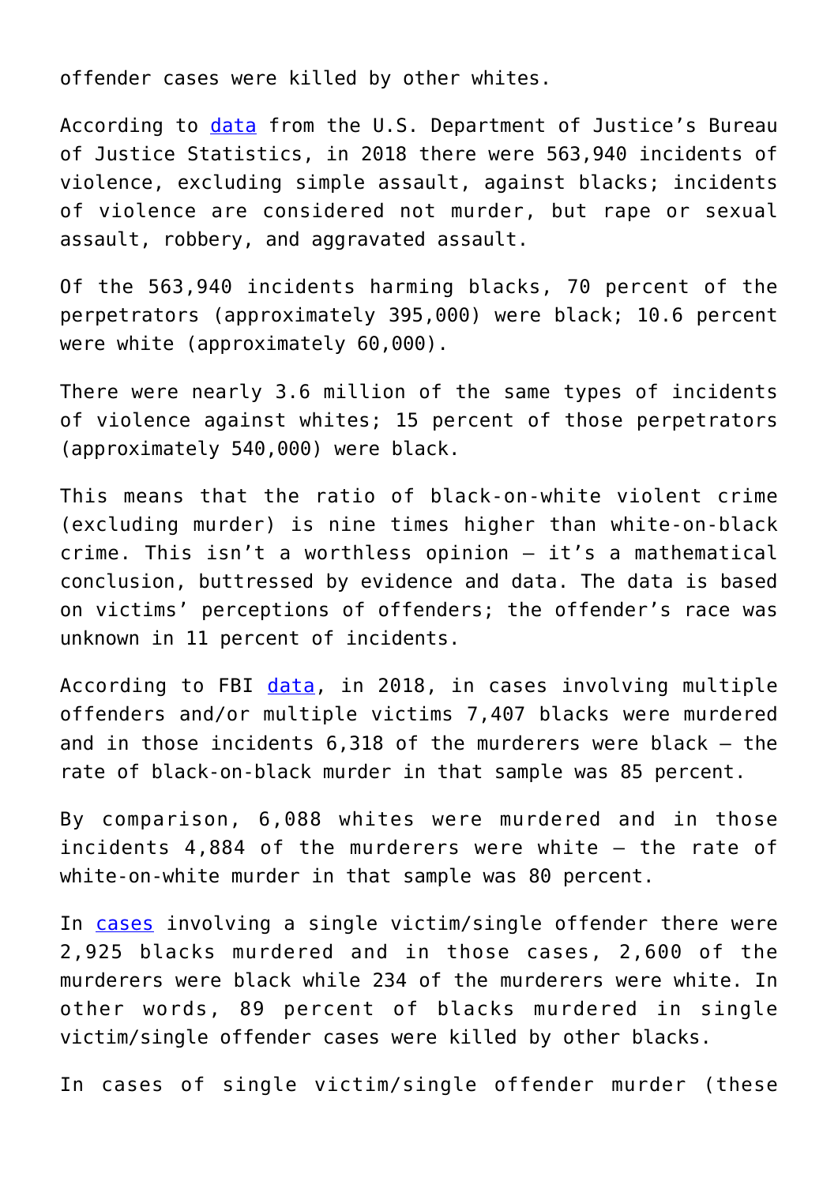offender cases were killed by other whites.

According to [data](#) from the U.S. Department of Justice's Bureau of Justice Statistics, in 2018 there were 563,940 incidents of violence, excluding simple assault, against blacks; incidents of violence are considered not murder, but rape or sexual assault, robbery, and aggravated assault.

Of the 563,940 incidents harming blacks, 70 percent of the perpetrators (approximately 395,000) were black; 10.6 percent were white (approximately 60,000).

There were nearly 3.6 million of the same types of incidents of violence against whites; 15 percent of those perpetrators (approximately 540,000) were black.

This means that the ratio of black-on-white violent crime (excluding murder) is nine times higher than white-on-black crime. This isn't a worthless opinion – it's a mathematical conclusion, buttressed by evidence and data. The data is based on victims' perceptions of offenders; the offender's race was unknown in 11 percent of incidents.

According to FBI [data](#), in 2018, in cases involving multiple offenders and/or multiple victims 7,407 blacks were murdered and in those incidents 6,318 of the murderers were black – the rate of black-on-black murder in that sample was 85 percent.

By comparison, 6,088 whites were murdered and in those incidents 4,884 of the murderers were white – the rate of white-on-white murder in that sample was 80 percent.

In [cases](#) involving a single victim/single offender there were 2,925 blacks murdered and in those cases, 2,600 of the murderers were black while 234 of the murderers were white. In other words, 89 percent of blacks murdered in single victim/single offender cases were killed by other blacks.

In cases of single victim/single offender murder (these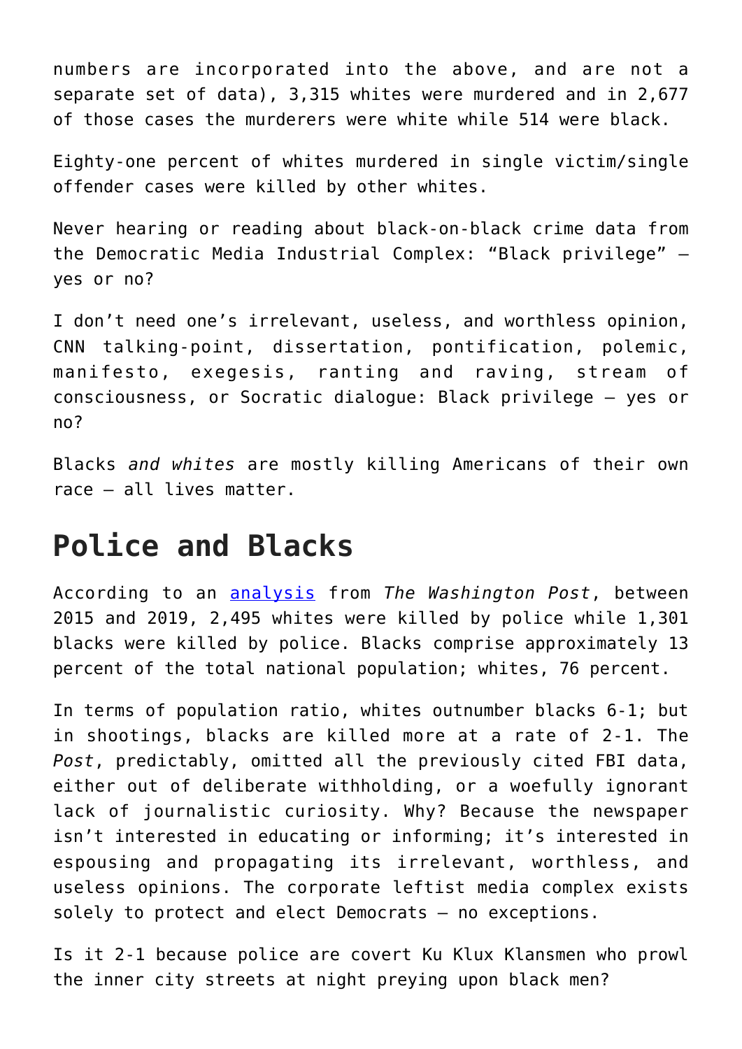numbers are incorporated into the above, and are not a separate set of data), 3,315 whites were murdered and in 2,677 of those cases the murderers were white while 514 were black.

Eighty-one percent of whites murdered in single victim/single offender cases were killed by other whites.

Never hearing or reading about black-on-black crime data from the Democratic Media Industrial Complex: "Black privilege" – yes or no?

I don't need one's irrelevant, useless, and worthless opinion, CNN talking-point, dissertation, pontification, polemic, manifesto, exegesis, ranting and raving, stream of consciousness, or Socratic dialogue: Black privilege – yes or no?

Blacks *and whites* are mostly killing Americans of their own race – all lives matter.

## Police and Blacks

According to an analysis from *The Washington Post*, between 2015 and 2019, 2,495 whites were killed by police while 1,301 blacks were killed by police. Blacks comprise approximately 13 percent of the total national population; whites, 76 percent.

In terms of population ratio, whites outnumber blacks 6-1; but in shootings, blacks are killed more at a rate of 2-1. The *Post*, predictably, omitted all the previously cited FBI data, either out of deliberate withholding, or a woefully ignorant lack of journalistic curiosity. Why? Because the newspaper isn't interested in educating or informing; it's interested in espousing and propagating its irrelevant, worthless, and useless opinions. The corporate leftist media complex exists solely to protect and elect Democrats – no exceptions.

Is it 2-1 because police are covert Ku Klux Klansmen who prowl the inner city streets at night preying upon black men?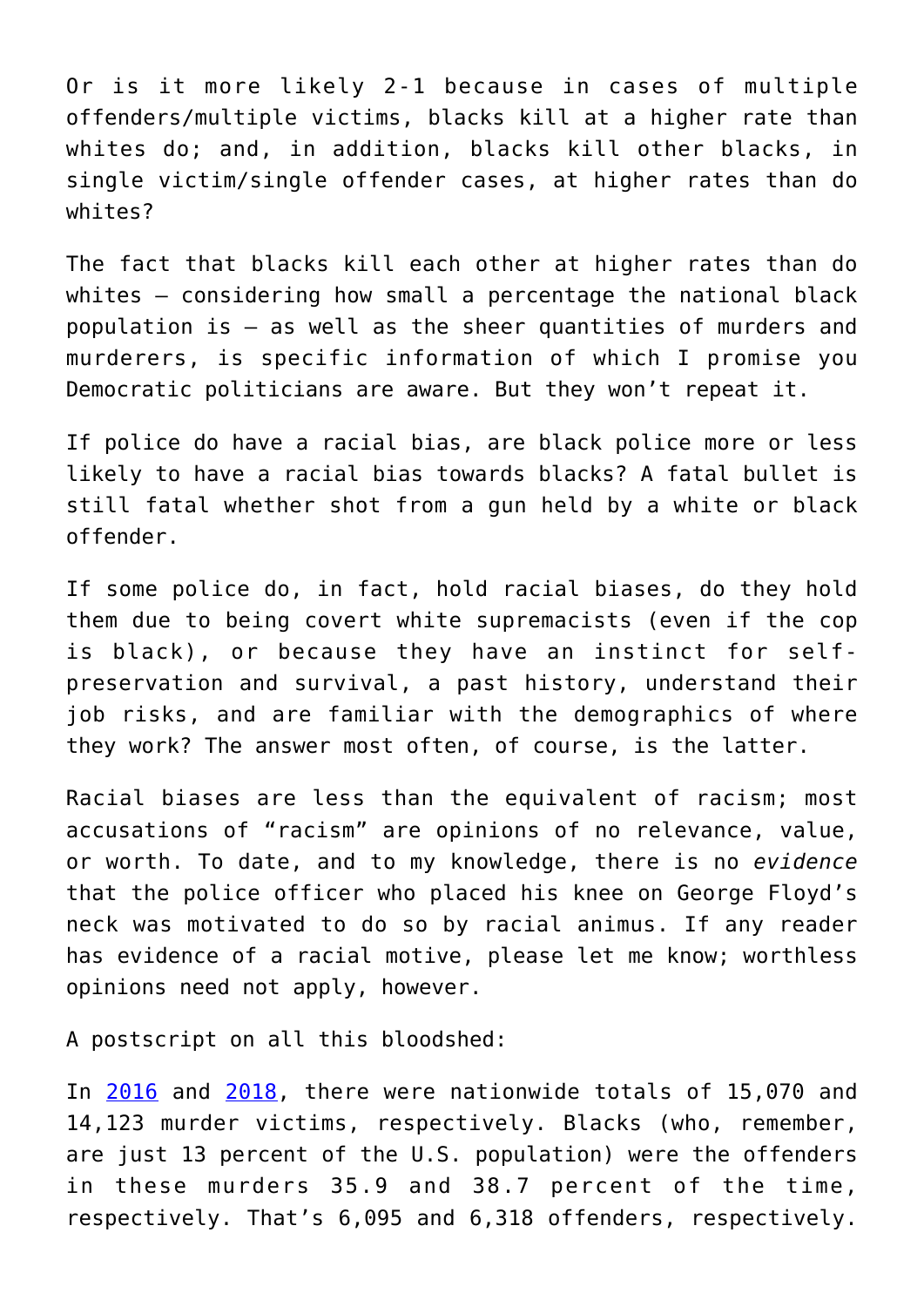Or is it more likely 2-1 because in cases of multiple offenders/multiple victims, blacks kill at a higher rate than whites do; and, in addition, blacks kill other blacks, in single victim/single offender cases, at higher rates than do whites?

The fact that blacks kill each other at higher rates than do whites – considering how small a percentage the national black population is – as well as the sheer quantities of murders and murderers, is specific information of which I promise you Democratic politicians are aware. But they won't repeat it.

If police do have a racial bias, are black police more or less likely to have a racial bias towards blacks? A fatal bullet is still fatal whether shot from a gun held by a white or black offender.

If some police do, in fact, hold racial biases, do they hold them due to being covert white supremacists (even if the cop is black), or because they have an instinct for self-preservation and survival, a past history, understand their job risks, and are familiar with the demographics of where they work? The answer most often, of course, is the latter.

Racial biases are less than the equivalent of racism; most accusations of "racism" are opinions of no relevance, value, or worth. To date, and to my knowledge, there is no *evidence* that the police officer who placed his knee on George Floyd's neck was motivated to do so by racial animus. If any reader has evidence of a racial motive, please let me know; worthless opinions need not apply, however.

A postscript on all this bloodshed:

In [2016]() and [2018](), there were nationwide totals of 15,070 and 14,123 murder victims, respectively. Blacks (who, remember, are just 13 percent of the U.S. population) were the offenders in these murders 35.9 and 38.7 percent of the time, respectively. That's 6,095 and 6,318 offenders, respectively.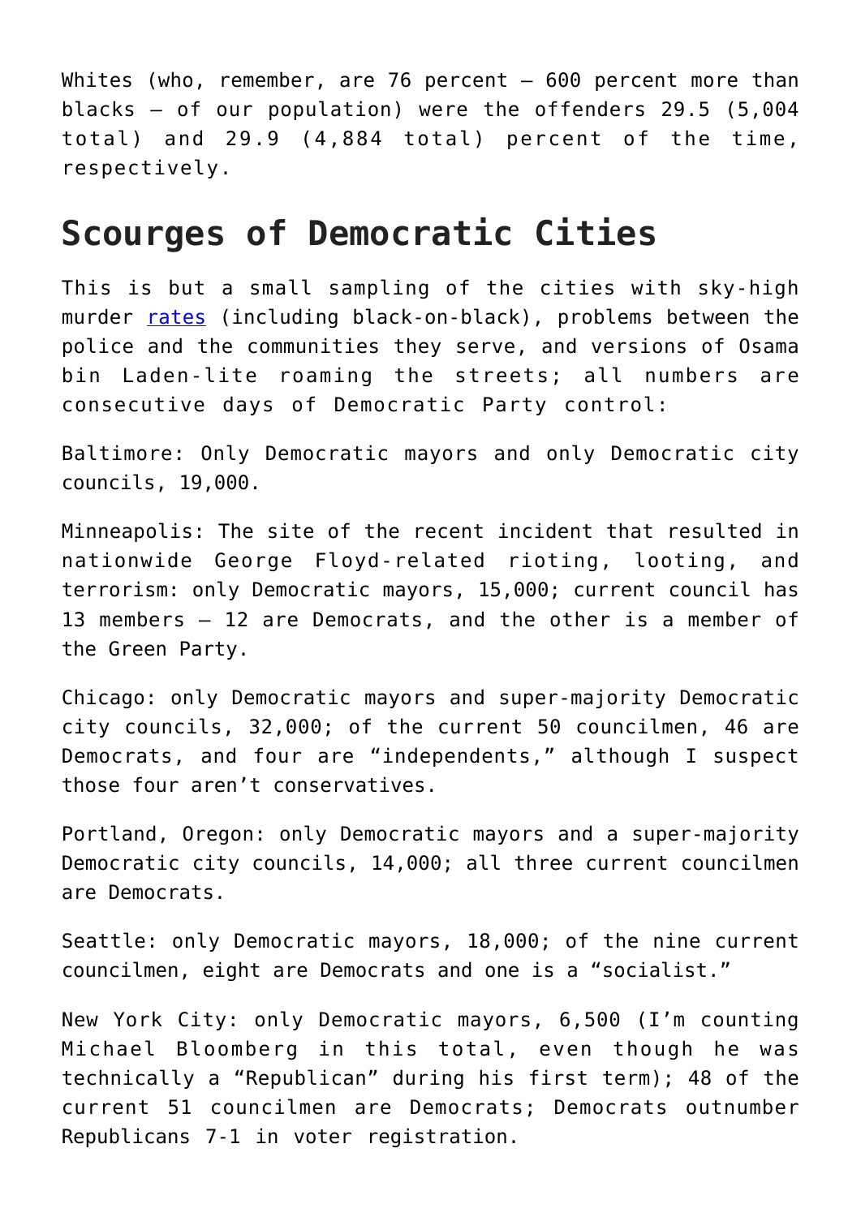Whites (who, remember, are 76 percent — 600 percent more than blacks — of our population) were the offenders 29.5 (5,004 total) and 29.9 (4,884 total) percent of the time, respectively.

## Scourges of Democratic Cities

This is but a small sampling of the cities with sky-high murder [rates](rates) (including black-on-black), problems between the police and the communities they serve, and versions of Osama bin Laden-lite roaming the streets; all numbers are consecutive days of Democratic Party control:

Baltimore: Only Democratic mayors and only Democratic city councils, 19,000.

Minneapolis: The site of the recent incident that resulted in nationwide George Floyd-related rioting, looting, and terrorism: only Democratic mayors, 15,000; current council has 13 members — 12 are Democrats, and the other is a member of the Green Party.

Chicago: only Democratic mayors and super-majority Democratic city councils, 32,000; of the current 50 councilmen, 46 are Democrats, and four are "independents," although I suspect those four aren't conservatives.

Portland, Oregon: only Democratic mayors and a super-majority Democratic city councils, 14,000; all three current councilmen are Democrats.

Seattle: only Democratic mayors, 18,000; of the nine current councilmen, eight are Democrats and one is a "socialist."

New York City: only Democratic mayors, 6,500 (I'm counting Michael Bloomberg in this total, even though he was technically a "Republican" during his first term); 48 of the current 51 councilmen are Democrats; Democrats outnumber Republicans 7-1 in voter registration.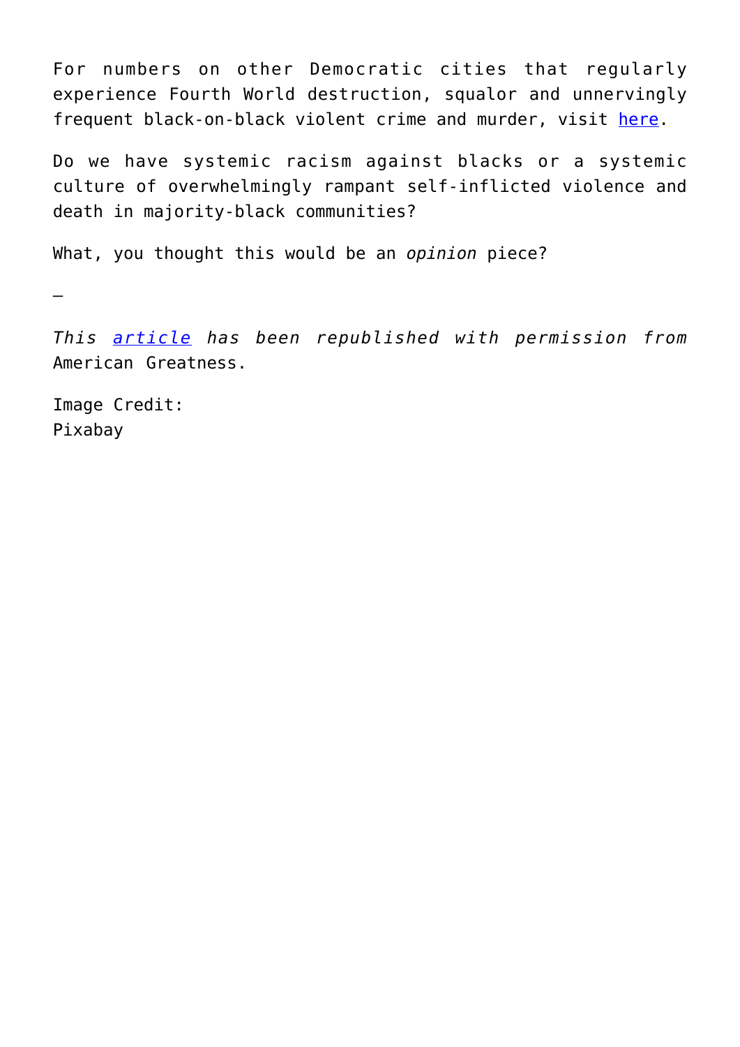For numbers on other Democratic cities that regularly experience Fourth World destruction, squalor and unnervingly frequent black-on-black violent crime and murder, visit here.

Do we have systemic racism against blacks or a systemic culture of overwhelmingly rampant self-inflicted violence and death in majority-black communities?

What, you thought this would be an *opinion* piece?

—

*This article has been republished with permission from* American Greatness.

Image Credit:
Pixabay